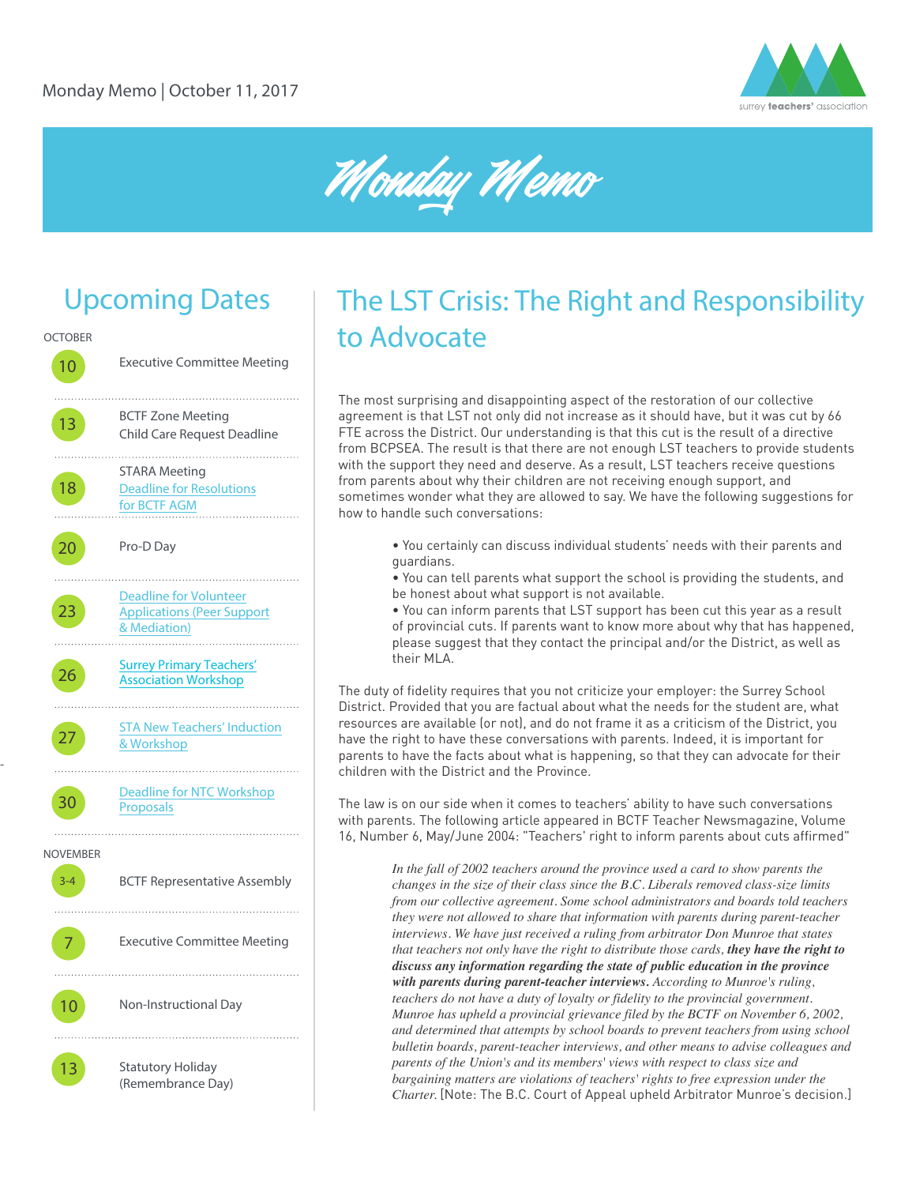Monday Memo | October 11, 2017

# Monday Memo

## Upcoming Dates

OCTOBER

| Date | Event |
| --- | --- |
| 10 | Executive Committee Meeting |
| 13 | BCTF Zone Meeting<br>Child Care Request Deadline |
| 18 | STARA Meeting<br>Deadline for Resolutions for BCTF AGM |
| 20 | Pro-D Day |
| 23 | Deadline for Volunteer Applications (Peer Support & Mediation) |
| 26 | Surrey Primary Teachers' Association Workshop |
| 27 | STA New Teachers' Induction & Workshop |
| 30 | Deadline for NTC Workshop Proposals |

NOVEMBER

| Date | Event |
| --- | --- |
| 3-4 | BCTF Representative Assembly |
| 7 | Executive Committee Meeting |
| 10 | Non-Instructional Day |
| 13 | Statutory Holiday (Remembrance Day) |

## The LST Crisis: The Right and Responsibility to Advocate

The most surprising and disappointing aspect of the restoration of our collective agreement is that LST not only did not increase as it should have, but it was cut by 66 FTE across the District. Our understanding is that this cut is the result of a directive from BCPSEA. The result is that there are not enough LST teachers to provide students with the support they need and deserve. As a result, LST teachers receive questions from parents about why their children are not receiving enough support, and sometimes wonder what they are allowed to say. We have the following suggestions for how to handle such conversations:

- You certainly can discuss individual students' needs with their parents and guardians.
- You can tell parents what support the school is providing the students, and be honest about what support is not available.
- You can inform parents that LST support has been cut this year as a result of provincial cuts. If parents want to know more about why that has happened, please suggest that they contact the principal and/or the District, as well as their MLA.

The duty of fidelity requires that you not criticize your employer: the Surrey School District. Provided that you are factual about what the needs for the student are, what resources are available (or not), and do not frame it as a criticism of the District, you have the right to have these conversations with parents. Indeed, it is important for parents to have the facts about what is happening, so that they can advocate for their children with the District and the Province.

The law is on our side when it comes to teachers' ability to have such conversations with parents. The following article appeared in BCTF Teacher Newsmagazine, Volume 16, Number 6, May/June 2004: "Teachers' right to inform parents about cuts affirmed"

> *In the fall of 2002 teachers around the province used a card to show parents the changes in the size of their class since the B.C. Liberals removed class-size limits from our collective agreement. Some school administrators and boards told teachers they were not allowed to share that information with parents during parent-teacher interviews. We have just received a ruling from arbitrator Don Munroe that states that teachers not only have the right to distribute those cards,* ***they have the right to discuss any information regarding the state of public education in the province with parents during parent-teacher interviews.*** *According to Munroe's ruling, teachers do not have a duty of loyalty or fidelity to the provincial government. Munroe has upheld a provincial grievance filed by the BCTF on November 6, 2002, and determined that attempts by school boards to prevent teachers from using school bulletin boards, parent-teacher interviews, and other means to advise colleagues and parents of the Union's and its members' views with respect to class size and bargaining matters are violations of teachers' rights to free expression under the Charter.* [Note: The B.C. Court of Appeal upheld Arbitrator Munroe's decision.]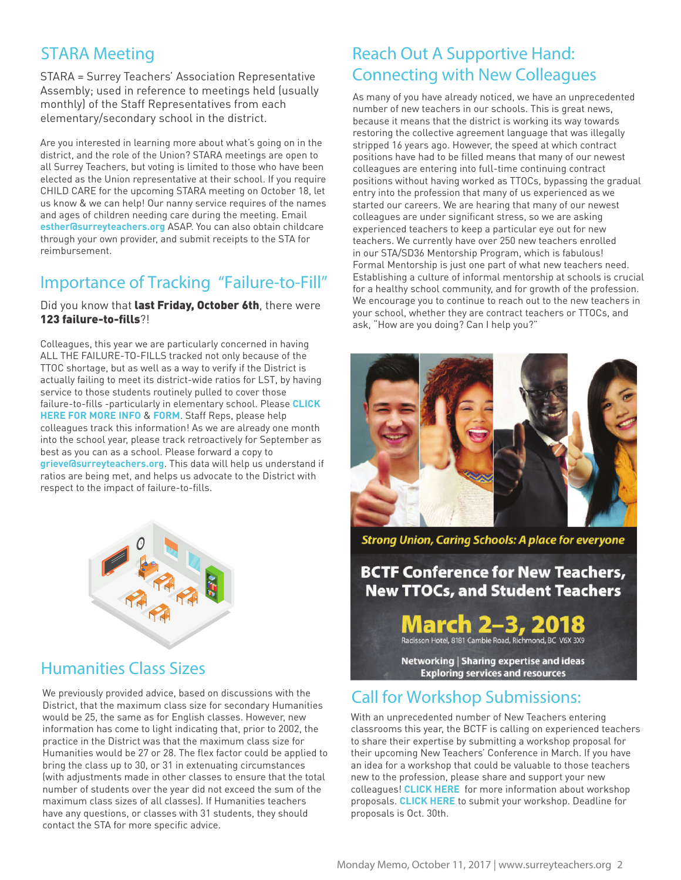## STARA Meeting

STARA = Surrey Teachers' Association Representative Assembly; used in reference to meetings held (usually monthly) of the Staff Representatives from each elementary/secondary school in the district.

Are you interested in learning more about what's going on in the district, and the role of the Union? STARA meetings are open to all Surrey Teachers, but voting is limited to those who have been elected as the Union representative at their school. If you require CHILD CARE for the upcoming STARA meeting on October 18, let us know & we can help! Our nanny service requires of the names and ages of children needing care during the meeting. Email **esther@surreyteachers.org** ASAP. You can also obtain childcare through your own provider, and submit receipts to the STA for reimbursement.

## Importance of Tracking "Failure-to-Fill"

Did you know that **last Friday, October 6th**, there were **123 failure-to-fills**?!

Colleagues, this year we are particularly concerned in having ALL THE FAILURE-TO-FILLS tracked not only because of the TTOC shortage, but as well as a way to verify if the District is actually failing to meet its district-wide ratios for LST, by having service to those students routinely pulled to cover those failure-to-fills -particularly in elementary school. Please **CLICK HERE FOR MORE INFO** & **FORM**. Staff Reps, please help colleagues track this information! As we are already one month into the school year, please track retroactively for September as best as you can as a school. Please forward a copy to **grieve@surreyteachers.org**. This data will help us understand if ratios are being met, and helps us advocate to the District with respect to the impact of failure-to-fills.

## Humanities Class Sizes

We previously provided advice, based on discussions with the District, that the maximum class size for secondary Humanities would be 25, the same as for English classes. However, new information has come to light indicating that, prior to 2002, the practice in the District was that the maximum class size for Humanities would be 27 or 28. The flex factor could be applied to bring the class up to 30, or 31 in extenuating circumstances (with adjustments made in other classes to ensure that the total number of students over the year did not exceed the sum of the maximum class sizes of all classes). If Humanities teachers have any questions, or classes with 31 students, they should contact the STA for more specific advice.

## Reach Out A Supportive Hand: Connecting with New Colleagues

As many of you have already noticed, we have an unprecedented number of new teachers in our schools. This is great news, because it means that the district is working its way towards restoring the collective agreement language that was illegally stripped 16 years ago. However, the speed at which contract positions have had to be filled means that many of our newest colleagues are entering into full-time continuing contract positions without having worked as TTOCs, bypassing the gradual entry into the profession that many of us experienced as we started our careers. We are hearing that many of our newest colleagues are under significant stress, so we are asking experienced teachers to keep a particular eye out for new teachers. We currently have over 250 new teachers enrolled in our STA/SD36 Mentorship Program, which is fabulous! Formal Mentorship is just one part of what new teachers need. Establishing a culture of informal mentorship at schools is crucial for a healthy school community, and for growth of the profession. We encourage you to continue to reach out to the new teachers in your school, whether they are contract teachers or TTOCs, and ask, "How are you doing? Can I help you?"

*Strong Union, Caring Schools: A place for everyone*

**BCTF Conference for New Teachers, New TTOCs, and Student Teachers**

**March 2–3, 2018**

Radisson Hotel, 8181 Cambie Road, Richmond, BC V6X 3X9

**Networking | Sharing expertise and ideas**
**Exploring services and resources**

## Call for Workshop Submissions:

With an unprecedented number of New Teachers entering classrooms this year, the BCTF is calling on experienced teachers to share their expertise by submitting a workshop proposal for their upcoming New Teachers' Conference in March. If you have an idea for a workshop that could be valuable to those teachers new to the profession, please share and support your new colleagues! **CLICK HERE** for more information about workshop proposals. **CLICK HERE** to submit your workshop. Deadline for proposals is Oct. 30th.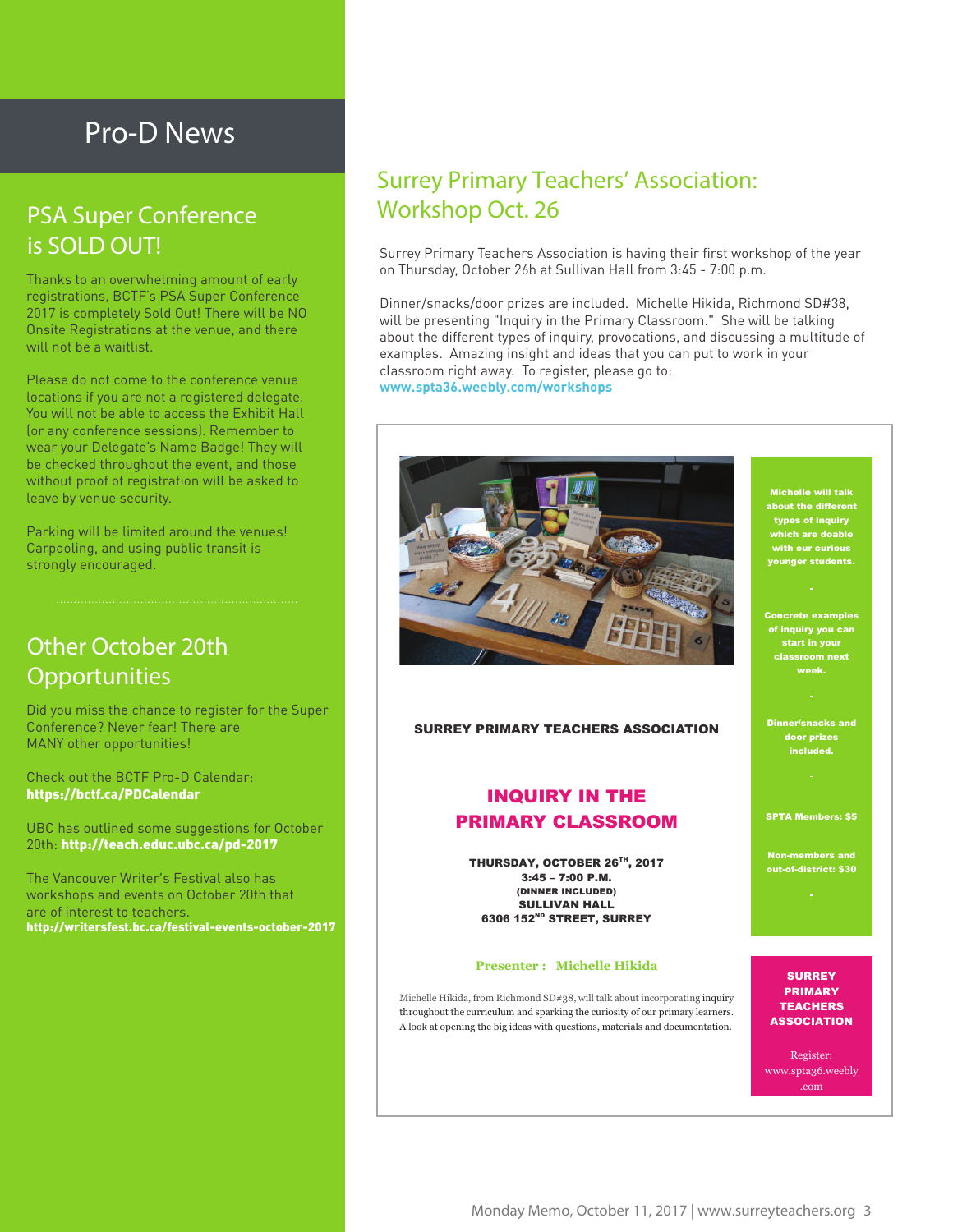# Pro-D News

## PSA Super Conference is SOLD OUT!

Thanks to an overwhelming amount of early registrations, BCTF's PSA Super Conference 2017 is completely Sold Out! There will be NO Onsite Registrations at the venue, and there will not be a waitlist.

Please do not come to the conference venue locations if you are not a registered delegate. You will not be able to access the Exhibit Hall (or any conference sessions). Remember to wear your Delegate's Name Badge! They will be checked throughout the event, and those without proof of registration will be asked to leave by venue security.

Parking will be limited around the venues! Carpooling, and using public transit is strongly encouraged.

## Other October 20th Opportunities

Did you miss the chance to register for the Super Conference? Never fear! There are MANY other opportunities!

Check out the BCTF Pro-D Calendar: **https://bctf.ca/PDCalendar**

UBC has outlined some suggestions for October 20th: **http://teach.educ.ubc.ca/pd-2017**

The Vancouver Writer's Festival also has workshops and events on October 20th that are of interest to teachers. **http://writersfest.bc.ca/festival-events-october-2017**

## Surrey Primary Teachers' Association: Workshop Oct. 26

Surrey Primary Teachers Association is having their first workshop of the year on Thursday, October 26h at Sullivan Hall from 3:45 - 7:00 p.m.

Dinner/snacks/door prizes are included. Michelle Hikida, Richmond SD#38, will be presenting "Inquiry in the Primary Classroom." She will be talking about the different types of inquiry, provocations, and discussing a multitude of examples. Amazing insight and ideas that you can put to work in your classroom right away. To register, please go to: **www.spta36.weebly.com/workshops**

**SURREY PRIMARY TEACHERS ASSOCIATION**

### INQUIRY IN THE PRIMARY CLASSROOM

**THURSDAY, OCTOBER 26TH, 2017**
**3:45 – 7:00 P.M.**
**(DINNER INCLUDED)**
**SULLIVAN HALL**
**6306 152ND STREET, SURREY**

**Presenter : Michelle Hikida**

Michelle Hikida, from Richmond SD#38, will talk about incorporating inquiry throughout the curriculum and sparking the curiosity of our primary learners. A look at opening the big ideas with questions, materials and documentation.

**Michelle will talk about the different types of inquiry which are doable with our curious younger students.**

**Concrete examples of inquiry you can start in your classroom next week.**

**Dinner/snacks and door prizes included.**

**SPTA Members: $5**

**Non-members and out-of-district: $30**

**SURREY PRIMARY TEACHERS ASSOCIATION**

Register: www.spta36.weebly.com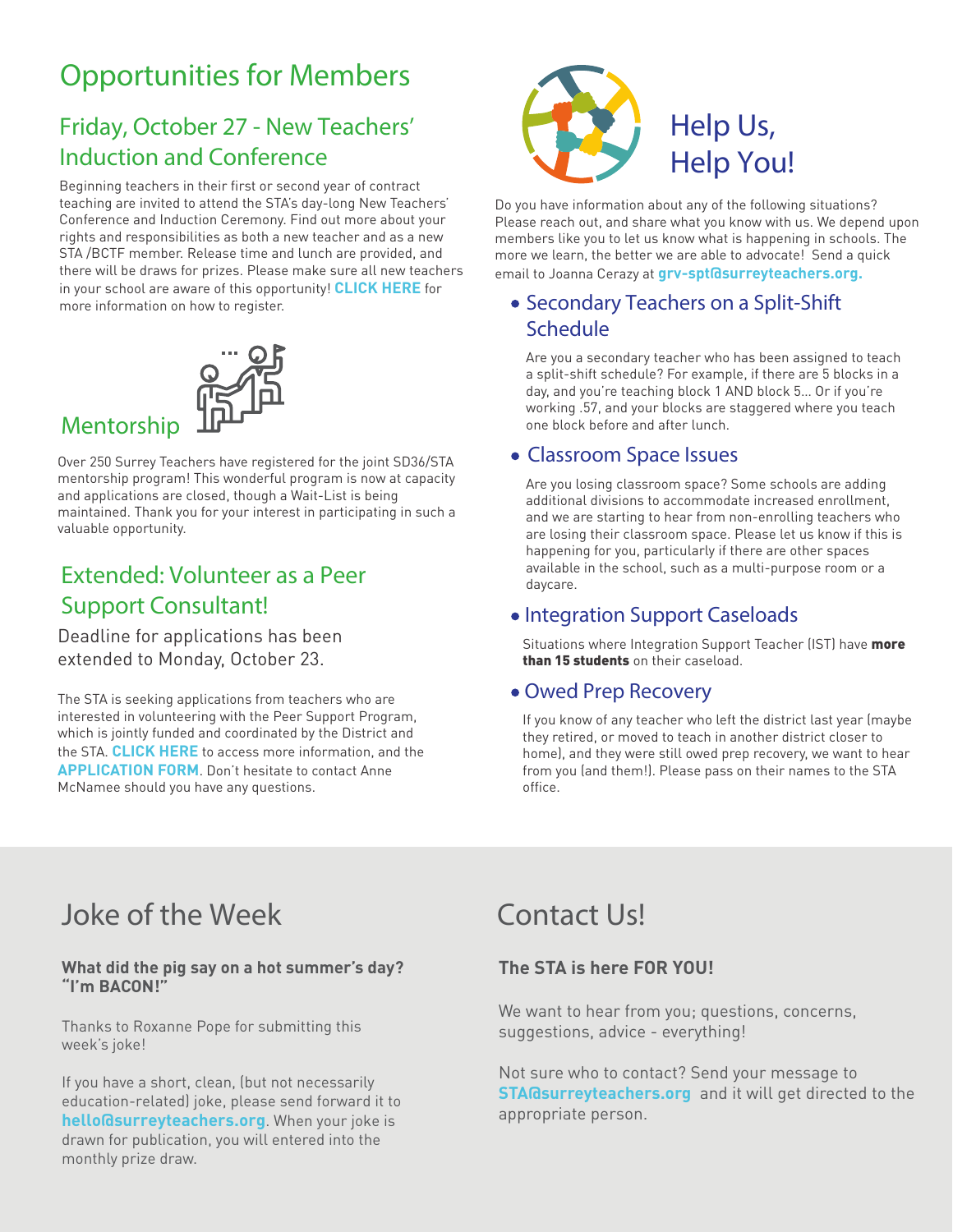# Opportunities for Members

## Friday, October 27 - New Teachers' Induction and Conference

Beginning teachers in their first or second year of contract teaching are invited to attend the STA's day-long New Teachers' Conference and Induction Ceremony. Find out more about your rights and responsibilities as both a new teacher and as a new STA /BCTF member. Release time and lunch are provided, and there will be draws for prizes. Please make sure all new teachers in your school are aware of this opportunity! **CLICK HERE** for more information on how to register.

## Mentorship

Over 250 Surrey Teachers have registered for the joint SD36/STA mentorship program! This wonderful program is now at capacity and applications are closed, though a Wait-List is being maintained. Thank you for your interest in participating in such a valuable opportunity.

## Extended: Volunteer as a Peer Support Consultant!

Deadline for applications has been extended to Monday, October 23.

The STA is seeking applications from teachers who are interested in volunteering with the Peer Support Program, which is jointly funded and coordinated by the District and the STA. **CLICK HERE** to access more information, and the **APPLICATION FORM**. Don't hesitate to contact Anne McNamee should you have any questions.

## Help Us, Help You!

Do you have information about any of the following situations? Please reach out, and share what you know with us. We depend upon members like you to let us know what is happening in schools. The more we learn, the better we are able to advocate! Send a quick email to Joanna Cerazy at **grv-spt@surreyteachers.org.**

### • Secondary Teachers on a Split-Shift Schedule

Are you a secondary teacher who has been assigned to teach a split-shift schedule? For example, if there are 5 blocks in a day, and you're teaching block 1 AND block 5... Or if you're working .57, and your blocks are staggered where you teach one block before and after lunch.

### • Classroom Space Issues

Are you losing classroom space? Some schools are adding additional divisions to accommodate increased enrollment, and we are starting to hear from non-enrolling teachers who are losing their classroom space. Please let us know if this is happening for you, particularly if there are other spaces available in the school, such as a multi-purpose room or a daycare.

### • Integration Support Caseloads

Situations where Integration Support Teacher (IST) have **more than 15 students** on their caseload.

### • Owed Prep Recovery

If you know of any teacher who left the district last year (maybe they retired, or moved to teach in another district closer to home), and they were still owed prep recovery, we want to hear from you (and them!). Please pass on their names to the STA office.

## Joke of the Week

**What did the pig say on a hot summer's day? "I'm BACON!"**

Thanks to Roxanne Pope for submitting this week's joke!

If you have a short, clean, (but not necessarily education-related) joke, please send forward it to **hello@surreyteachers.org**. When your joke is drawn for publication, you will entered into the monthly prize draw.

## Contact Us!

**The STA is here FOR YOU!**

We want to hear from you; questions, concerns, suggestions, advice - everything!

Not sure who to contact? Send your message to **STA@surreyteachers.org** and it will get directed to the appropriate person.